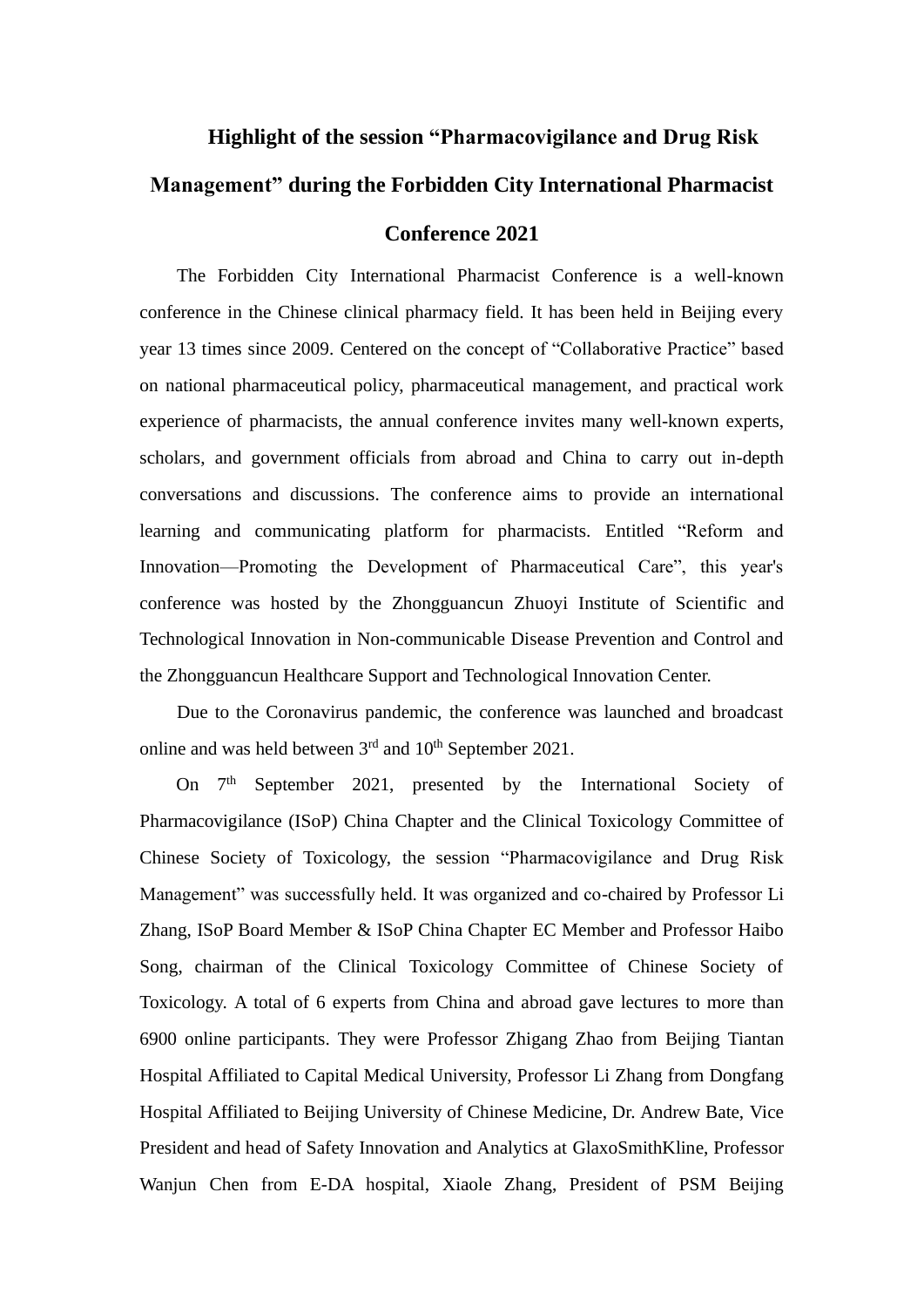# Highlight of the session "Pharmacovigilance and Drug Risk Management" during the Forbidden City International Pharmacist Conference 2021

The Forbidden City International Pharmacist Conference is a well-known conference in the Chinese clinical pharmacy field. It has been held in Beijing every year 13 times since 2009. Centered on the concept of "Collaborative Practice" based on national pharmaceutical policy, pharmaceutical management, and practical work experience of pharmacists, the annual conference invites many well-known experts, scholars, and government officials from abroad and China to carry out in-depth conversations and discussions. The conference aims to provide an international learning and communicating platform for pharmacists. Entitled "Reform and Innovation—Promoting the Development of Pharmaceutical Care", this year's conference was hosted by the Zhongguancun Zhuoyi Institute of Scientific and Technological Innovation in Non-communicable Disease Prevention and Control and the Zhongguancun Healthcare Support and Technological Innovation Center.

Due to the Coronavirus pandemic, the conference was launched and broadcast online and was held between 3rd and 10th September 2021.

On 7th September 2021, presented by the International Society of Pharmacovigilance (ISoP) China Chapter and the Clinical Toxicology Committee of Chinese Society of Toxicology, the session "Pharmacovigilance and Drug Risk Management" was successfully held. It was organized and co-chaired by Professor Li Zhang, ISoP Board Member & ISoP China Chapter EC Member and Professor Haibo Song, chairman of the Clinical Toxicology Committee of Chinese Society of Toxicology. A total of 6 experts from China and abroad gave lectures to more than 6900 online participants. They were Professor Zhigang Zhao from Beijing Tiantan Hospital Affiliated to Capital Medical University, Professor Li Zhang from Dongfang Hospital Affiliated to Beijing University of Chinese Medicine, Dr. Andrew Bate, Vice President and head of Safety Innovation and Analytics at GlaxoSmithKline, Professor Wanjun Chen from E-DA hospital, Xiaole Zhang, President of PSM Beijing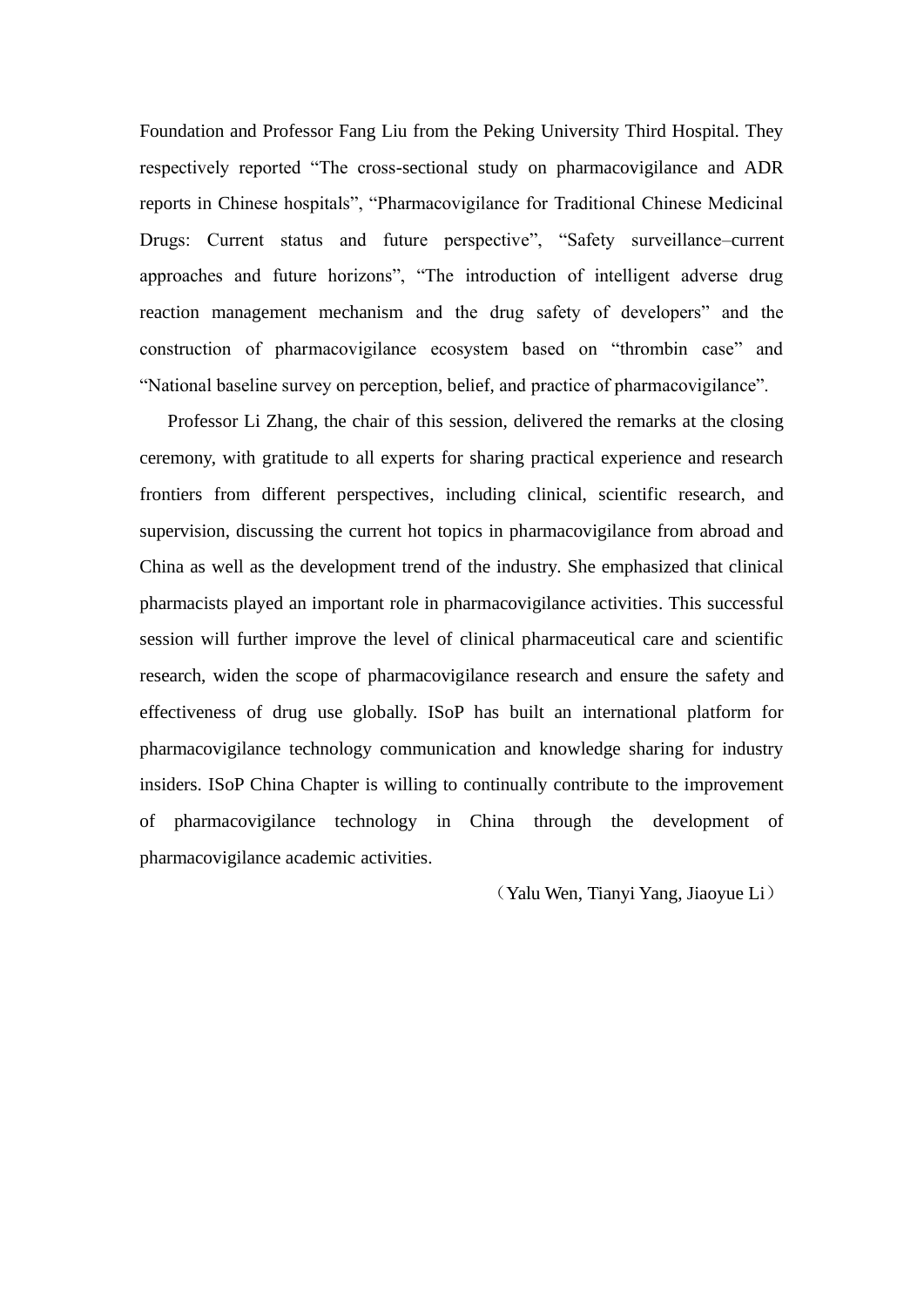Foundation and Professor Fang Liu from the Peking University Third Hospital. They respectively reported "The cross-sectional study on pharmacovigilance and ADR reports in Chinese hospitals", "Pharmacovigilance for Traditional Chinese Medicinal Drugs: Current status and future perspective", "Safety surveillance–current approaches and future horizons", "The introduction of intelligent adverse drug reaction management mechanism and the drug safety of developers" and the construction of pharmacovigilance ecosystem based on "thrombin case" and "National baseline survey on perception, belief, and practice of pharmacovigilance".

Professor Li Zhang, the chair of this session, delivered the remarks at the closing ceremony, with gratitude to all experts for sharing practical experience and research frontiers from different perspectives, including clinical, scientific research, and supervision, discussing the current hot topics in pharmacovigilance from abroad and China as well as the development trend of the industry. She emphasized that clinical pharmacists played an important role in pharmacovigilance activities. This successful session will further improve the level of clinical pharmaceutical care and scientific research, widen the scope of pharmacovigilance research and ensure the safety and effectiveness of drug use globally. ISoP has built an international platform for pharmacovigilance technology communication and knowledge sharing for industry insiders. ISoP China Chapter is willing to continually contribute to the improvement of pharmacovigilance technology in China through the development of pharmacovigilance academic activities.

（Yalu Wen, Tianyi Yang, Jiaoyue Li）